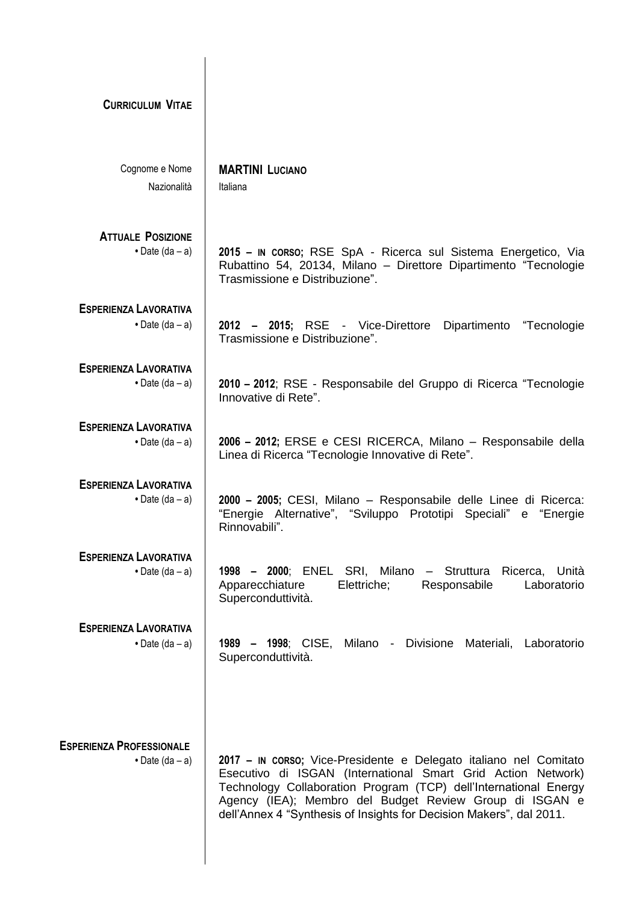## Curriculum Vitae

**Cognome e Nome:** **MARTINI LUCIANO**

**Nazionalità:** Italiana

### Attuale Posizione

• Date (da – a)

**2015 – IN CORSO;** RSE SpA - Ricerca sul Sistema Energetico, Via Rubattino 54, 20134, Milano – Direttore Dipartimento "Tecnologie Trasmissione e Distribuzione".

### Esperienza Lavorativa

• Date (da – a)

**2012 – 2015;** RSE - Vice-Direttore Dipartimento "Tecnologie Trasmissione e Distribuzione".

### Esperienza Lavorativa

• Date (da – a)

**2010 – 2012**; RSE - Responsabile del Gruppo di Ricerca "Tecnologie Innovative di Rete".

### Esperienza Lavorativa

• Date (da – a)

**2006 – 2012;** ERSE e CESI RICERCA, Milano – Responsabile della Linea di Ricerca "Tecnologie Innovative di Rete".

### Esperienza Lavorativa

• Date (da – a)

**2000 – 2005;** CESI, Milano – Responsabile delle Linee di Ricerca: "Energie Alternative", "Sviluppo Prototipi Speciali" e "Energie Rinnovabili".

### Esperienza Lavorativa

• Date (da – a)

**1998 – 2000**; ENEL SRI, Milano – Struttura Ricerca, Unità Apparecchiature Elettriche; Responsabile Laboratorio Superconduttività.

### Esperienza Lavorativa

• Date (da – a)

**1989 – 1998**; CISE, Milano - Divisione Materiali, Laboratorio Superconduttività.

### Esperienza Professionale

• Date (da – a)

**2017 – IN CORSO;** Vice-Presidente e Delegato italiano nel Comitato Esecutivo di ISGAN (International Smart Grid Action Network) Technology Collaboration Program (TCP) dell'International Energy Agency (IEA); Membro del Budget Review Group di ISGAN e dell'Annex 4 "Synthesis of Insights for Decision Makers", dal 2011.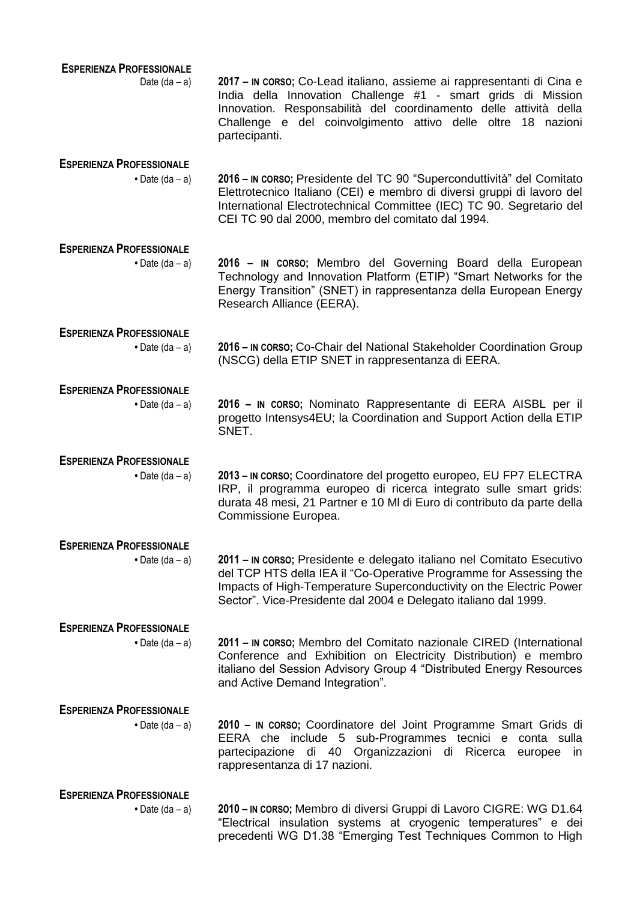**ESPERIENZA PROFESSIONALE**

Date (da – a) **2017 – IN CORSO;** Co-Lead italiano, assieme ai rappresentanti di Cina e India della Innovation Challenge #1 - smart grids di Mission Innovation. Responsabilità del coordinamento delle attività della Challenge e del coinvolgimento attivo delle oltre 18 nazioni partecipanti.

**ESPERIENZA PROFESSIONALE**

• Date (da – a) **2016 – IN CORSO;** Presidente del TC 90 "Superconduttività" del Comitato Elettrotecnico Italiano (CEI) e membro di diversi gruppi di lavoro del International Electrotechnical Committee (IEC) TC 90. Segretario del CEI TC 90 dal 2000, membro del comitato dal 1994.

**ESPERIENZA PROFESSIONALE**

• Date (da – a) **2016 – IN CORSO;** Membro del Governing Board della European Technology and Innovation Platform (ETIP) "Smart Networks for the Energy Transition" (SNET) in rappresentanza della European Energy Research Alliance (EERA).

**ESPERIENZA PROFESSIONALE**

• Date (da – a) **2016 – IN CORSO;** Co-Chair del National Stakeholder Coordination Group (NSCG) della ETIP SNET in rappresentanza di EERA.

**ESPERIENZA PROFESSIONALE**

• Date (da – a) **2016 – IN CORSO;** Nominato Rappresentante di EERA AISBL per il progetto Intensys4EU; la Coordination and Support Action della ETIP SNET.

**ESPERIENZA PROFESSIONALE**

• Date (da – a) **2013 – IN CORSO;** Coordinatore del progetto europeo, EU FP7 ELECTRA IRP, il programma europeo di ricerca integrato sulle smart grids: durata 48 mesi, 21 Partner e 10 Ml di Euro di contributo da parte della Commissione Europea.

**ESPERIENZA PROFESSIONALE**

• Date (da – a) **2011 – IN CORSO;** Presidente e delegato italiano nel Comitato Esecutivo del TCP HTS della IEA il "Co-Operative Programme for Assessing the Impacts of High-Temperature Superconductivity on the Electric Power Sector". Vice-Presidente dal 2004 e Delegato italiano dal 1999.

**ESPERIENZA PROFESSIONALE**

• Date (da – a) **2011 – IN CORSO;** Membro del Comitato nazionale CIRED (International Conference and Exhibition on Electricity Distribution) e membro italiano del Session Advisory Group 4 "Distributed Energy Resources and Active Demand Integration".

**ESPERIENZA PROFESSIONALE**

• Date (da – a) **2010 – IN CORSO;** Coordinatore del Joint Programme Smart Grids di EERA che include 5 sub-Programmes tecnici e conta sulla partecipazione di 40 Organizzazioni di Ricerca europee in rappresentanza di 17 nazioni.

**ESPERIENZA PROFESSIONALE**

• Date (da – a) **2010 – IN CORSO;** Membro di diversi Gruppi di Lavoro CIGRE: WG D1.64 "Electrical insulation systems at cryogenic temperatures" e dei precedenti WG D1.38 "Emerging Test Techniques Common to High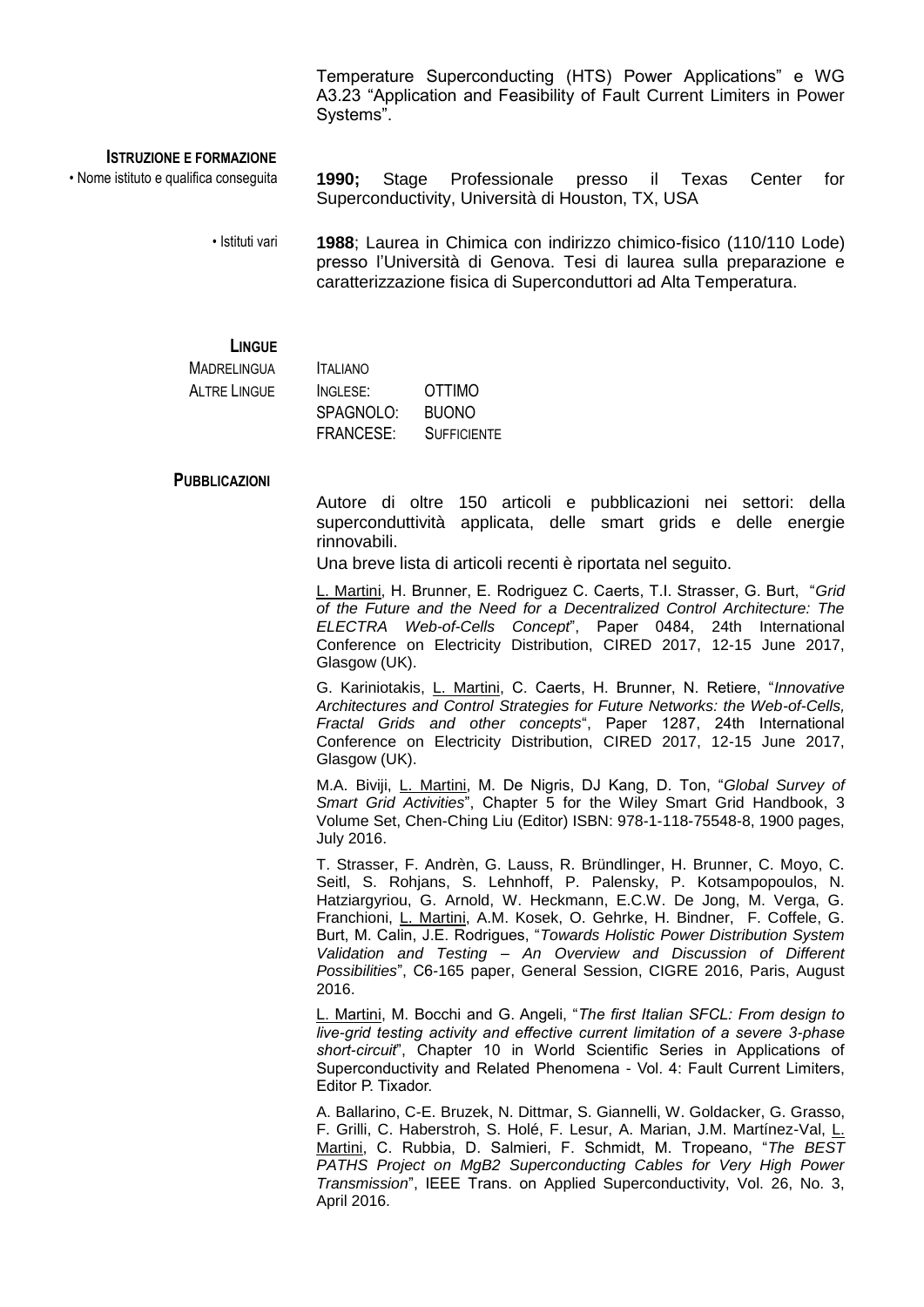Temperature Superconducting (HTS) Power Applications" e WG A3.23 "Application and Feasibility of Fault Current Limiters in Power Systems".

### ISTRUZIONE E FORMAZIONE

• Nome istituto e qualifica conseguita

**1990;** Stage Professionale presso il Texas Center for Superconductivity, Università di Houston, TX, USA

• Istituti vari

**1988**; Laurea in Chimica con indirizzo chimico-fisico (110/110 Lode) presso l'Università di Genova. Tesi di laurea sulla preparazione e caratterizzazione fisica di Superconduttori ad Alta Temperatura.

### LINGUE

| | | |
|---|---|---|
| MADRELINGUA | ITALIANO | |
| ALTRE LINGUE | INGLESE: | OTTIMO |
| | SPAGNOLO: | BUONO |
| | FRANCESE: | SUFFICIENTE |

### PUBBLICAZIONI

Autore di oltre 150 articoli e pubblicazioni nei settori: della superconduttività applicata, delle smart grids e delle energie rinnovabili.

Una breve lista di articoli recenti è riportata nel seguito.

L. Martini, H. Brunner, E. Rodriguez C. Caerts, T.I. Strasser, G. Burt, "*Grid of the Future and the Need for a Decentralized Control Architecture: The ELECTRA Web-of-Cells Concept*", Paper 0484, 24th International Conference on Electricity Distribution, CIRED 2017, 12-15 June 2017, Glasgow (UK).

G. Kariniotakis, L. Martini, C. Caerts, H. Brunner, N. Retiere, "*Innovative Architectures and Control Strategies for Future Networks: the Web-of-Cells, Fractal Grids and other concepts*", Paper 1287, 24th International Conference on Electricity Distribution, CIRED 2017, 12-15 June 2017, Glasgow (UK).

M.A. Biviji, L. Martini, M. De Nigris, DJ Kang, D. Ton, "*Global Survey of Smart Grid Activities*", Chapter 5 for the Wiley Smart Grid Handbook, 3 Volume Set, Chen-Ching Liu (Editor) ISBN: 978-1-118-75548-8, 1900 pages, July 2016.

T. Strasser, F. Andrèn, G. Lauss, R. Bründlinger, H. Brunner, C. Moyo, C. Seitl, S. Rohjans, S. Lehnhoff, P. Palensky, P. Kotsampopoulos, N. Hatziargyriou, G. Arnold, W. Heckmann, E.C.W. De Jong, M. Verga, G. Franchioni, L. Martini, A.M. Kosek, O. Gehrke, H. Bindner, F. Coffele, G. Burt, M. Calin, J.E. Rodrigues, "*Towards Holistic Power Distribution System Validation and Testing – An Overview and Discussion of Different Possibilities*", C6-165 paper, General Session, CIGRE 2016, Paris, August 2016.

L. Martini, M. Bocchi and G. Angeli, "*The first Italian SFCL: From design to live-grid testing activity and effective current limitation of a severe 3-phase short-circuit*", Chapter 10 in World Scientific Series in Applications of Superconductivity and Related Phenomena - Vol. 4: Fault Current Limiters, Editor P. Tixador.

A. Ballarino, C-E. Bruzek, N. Dittmar, S. Giannelli, W. Goldacker, G. Grasso, F. Grilli, C. Haberstroh, S. Holé, F. Lesur, A. Marian, J.M. Martínez-Val, L. Martini, C. Rubbia, D. Salmieri, F. Schmidt, M. Tropeano, "*The BEST PATHS Project on MgB2 Superconducting Cables for Very High Power Transmission*", IEEE Trans. on Applied Superconductivity, Vol. 26, No. 3, April 2016.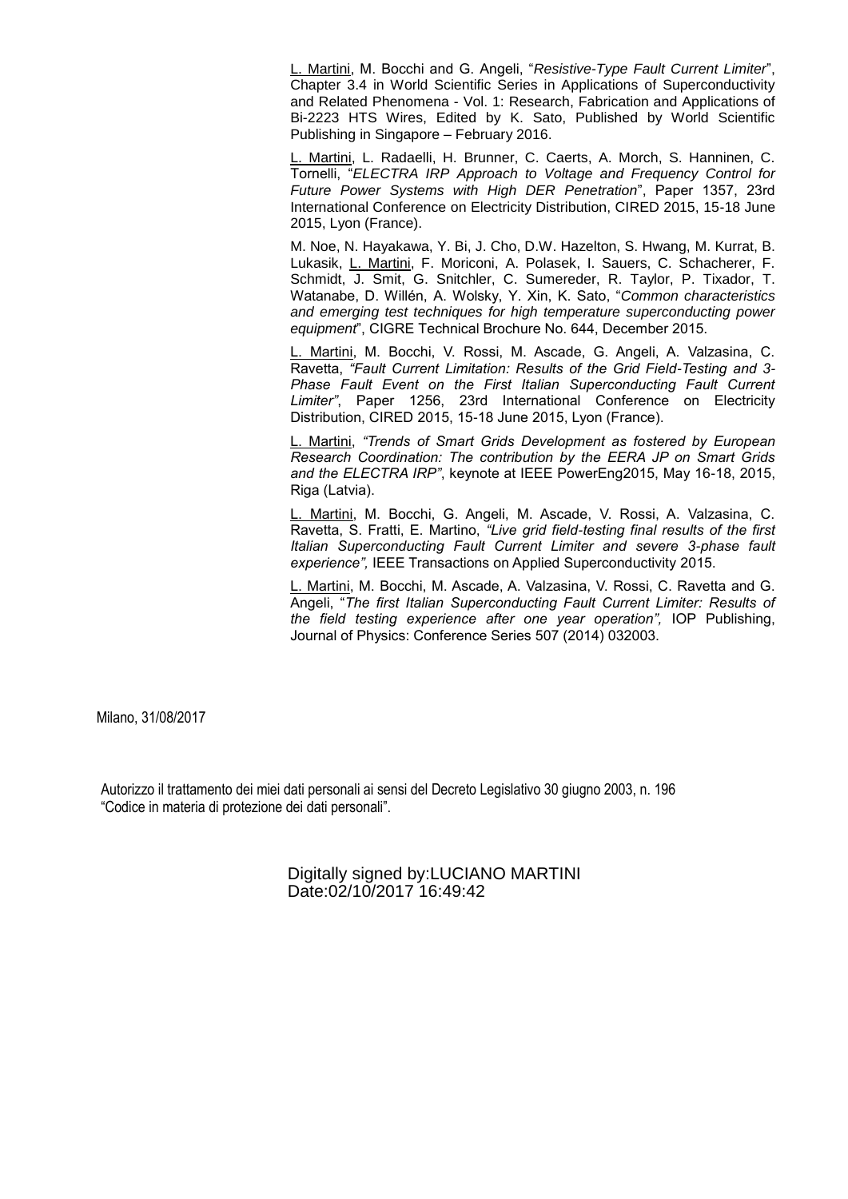L. Martini, M. Bocchi and G. Angeli, "*Resistive-Type Fault Current Limiter*", Chapter 3.4 in World Scientific Series in Applications of Superconductivity and Related Phenomena - Vol. 1: Research, Fabrication and Applications of Bi-2223 HTS Wires, Edited by K. Sato, Published by World Scientific Publishing in Singapore – February 2016.

L. Martini, L. Radaelli, H. Brunner, C. Caerts, A. Morch, S. Hanninen, C. Tornelli, "*ELECTRA IRP Approach to Voltage and Frequency Control for Future Power Systems with High DER Penetration*", Paper 1357, 23rd International Conference on Electricity Distribution, CIRED 2015, 15-18 June 2015, Lyon (France).

M. Noe, N. Hayakawa, Y. Bi, J. Cho, D.W. Hazelton, S. Hwang, M. Kurrat, B. Lukasik, L. Martini, F. Moriconi, A. Polasek, I. Sauers, C. Schacherer, F. Schmidt, J. Smit, G. Snitchler, C. Sumereder, R. Taylor, P. Tixador, T. Watanabe, D. Willén, A. Wolsky, Y. Xin, K. Sato, "*Common characteristics and emerging test techniques for high temperature superconducting power equipment*", CIGRE Technical Brochure No. 644, December 2015.

L. Martini, M. Bocchi, V. Rossi, M. Ascade, G. Angeli, A. Valzasina, C. Ravetta, *"Fault Current Limitation: Results of the Grid Field-Testing and 3-Phase Fault Event on the First Italian Superconducting Fault Current Limiter"*, Paper 1256, 23rd International Conference on Electricity Distribution, CIRED 2015, 15-18 June 2015, Lyon (France).

L. Martini, *"Trends of Smart Grids Development as fostered by European Research Coordination: The contribution by the EERA JP on Smart Grids and the ELECTRA IRP"*, keynote at IEEE PowerEng2015, May 16-18, 2015, Riga (Latvia).

L. Martini, M. Bocchi, G. Angeli, M. Ascade, V. Rossi, A. Valzasina, C. Ravetta, S. Fratti, E. Martino, *"Live grid field-testing final results of the first Italian Superconducting Fault Current Limiter and severe 3-phase fault experience",* IEEE Transactions on Applied Superconductivity 2015.

L. Martini, M. Bocchi, M. Ascade, A. Valzasina, V. Rossi, C. Ravetta and G. Angeli, "*The first Italian Superconducting Fault Current Limiter: Results of the field testing experience after one year operation",* IOP Publishing, Journal of Physics: Conference Series 507 (2014) 032003.

Milano, 31/08/2017

Autorizzo il trattamento dei miei dati personali ai sensi del Decreto Legislativo 30 giugno 2003, n. 196 "Codice in materia di protezione dei dati personali".

Digitally signed by:LUCIANO MARTINI
Date:02/10/2017 16:49:42